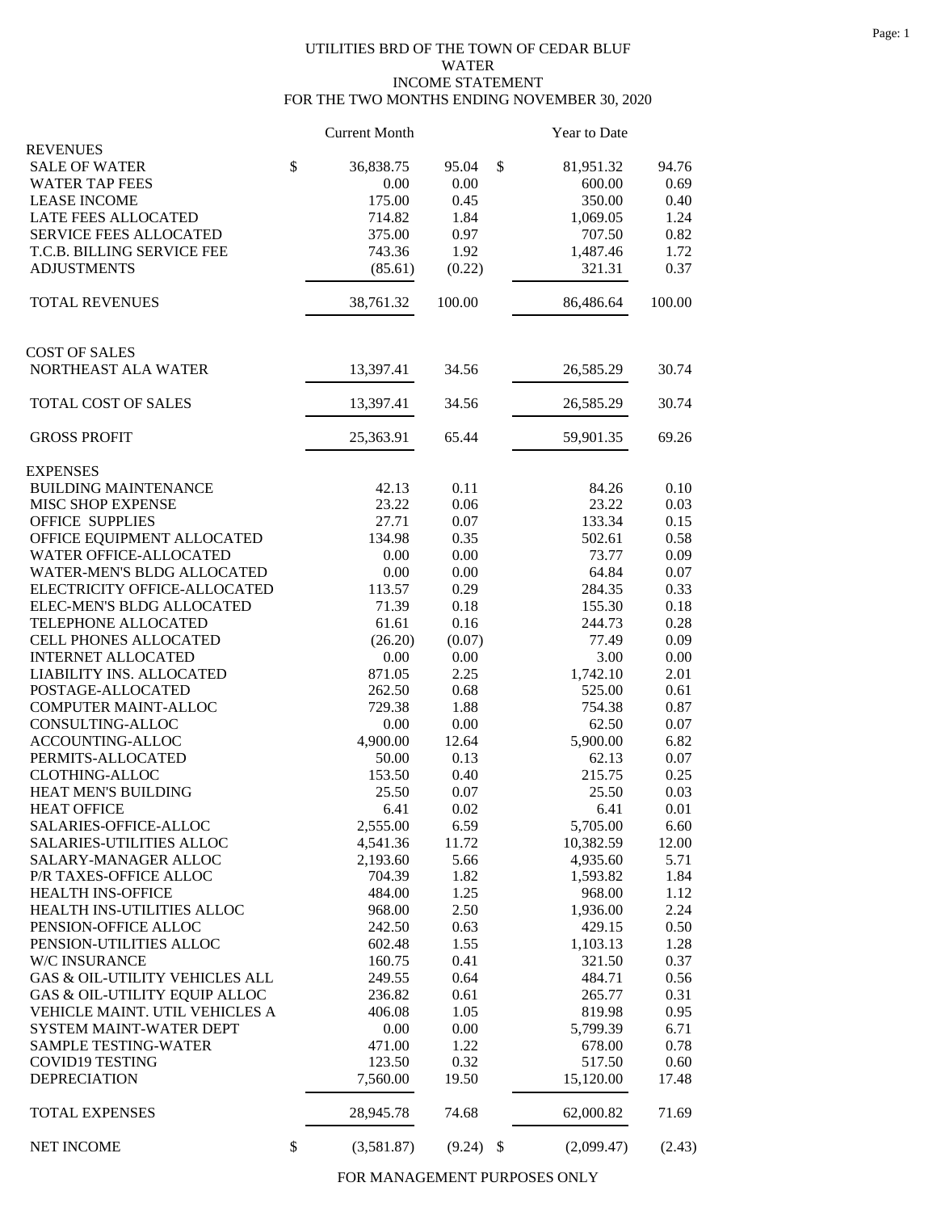# UTILITIES BRD OF THE TOWN OF CEDAR BLUF
## WATER
## INCOME STATEMENT
## FOR THE TWO MONTHS ENDING NOVEMBER 30, 2020

| | Current Month | | Year to Date | |
|---|---|---|---|---|
| **REVENUES** | | | | |
| SALE OF WATER | $ 36,838.75 | 95.04 | $ 81,951.32 | 94.76 |
| WATER TAP FEES | 0.00 | 0.00 | 600.00 | 0.69 |
| LEASE INCOME | 175.00 | 0.45 | 350.00 | 0.40 |
| LATE FEES ALLOCATED | 714.82 | 1.84 | 1,069.05 | 1.24 |
| SERVICE FEES ALLOCATED | 375.00 | 0.97 | 707.50 | 0.82 |
| T.C.B. BILLING SERVICE FEE | 743.36 | 1.92 | 1,487.46 | 1.72 |
| ADJUSTMENTS | (85.61) | (0.22) | 321.31 | 0.37 |
| TOTAL REVENUES | 38,761.32 | 100.00 | 86,486.64 | 100.00 |
| **COST OF SALES** | | | | |
| NORTHEAST ALA WATER | 13,397.41 | 34.56 | 26,585.29 | 30.74 |
| TOTAL COST OF SALES | 13,397.41 | 34.56 | 26,585.29 | 30.74 |
| GROSS PROFIT | 25,363.91 | 65.44 | 59,901.35 | 69.26 |
| **EXPENSES** | | | | |
| BUILDING MAINTENANCE | 42.13 | 0.11 | 84.26 | 0.10 |
| MISC SHOP EXPENSE | 23.22 | 0.06 | 23.22 | 0.03 |
| OFFICE SUPPLIES | 27.71 | 0.07 | 133.34 | 0.15 |
| OFFICE EQUIPMENT ALLOCATED | 134.98 | 0.35 | 502.61 | 0.58 |
| WATER OFFICE-ALLOCATED | 0.00 | 0.00 | 73.77 | 0.09 |
| WATER-MEN'S BLDG ALLOCATED | 0.00 | 0.00 | 64.84 | 0.07 |
| ELECTRICITY OFFICE-ALLOCATED | 113.57 | 0.29 | 284.35 | 0.33 |
| ELEC-MEN'S BLDG ALLOCATED | 71.39 | 0.18 | 155.30 | 0.18 |
| TELEPHONE ALLOCATED | 61.61 | 0.16 | 244.73 | 0.28 |
| CELL PHONES ALLOCATED | (26.20) | (0.07) | 77.49 | 0.09 |
| INTERNET ALLOCATED | 0.00 | 0.00 | 3.00 | 0.00 |
| LIABILITY INS. ALLOCATED | 871.05 | 2.25 | 1,742.10 | 2.01 |
| POSTAGE-ALLOCATED | 262.50 | 0.68 | 525.00 | 0.61 |
| COMPUTER MAINT-ALLOC | 729.38 | 1.88 | 754.38 | 0.87 |
| CONSULTING-ALLOC | 0.00 | 0.00 | 62.50 | 0.07 |
| ACCOUNTING-ALLOC | 4,900.00 | 12.64 | 5,900.00 | 6.82 |
| PERMITS-ALLOCATED | 50.00 | 0.13 | 62.13 | 0.07 |
| CLOTHING-ALLOC | 153.50 | 0.40 | 215.75 | 0.25 |
| HEAT MEN'S BUILDING | 25.50 | 0.07 | 25.50 | 0.03 |
| HEAT OFFICE | 6.41 | 0.02 | 6.41 | 0.01 |
| SALARIES-OFFICE-ALLOC | 2,555.00 | 6.59 | 5,705.00 | 6.60 |
| SALARIES-UTILITIES ALLOC | 4,541.36 | 11.72 | 10,382.59 | 12.00 |
| SALARY-MANAGER ALLOC | 2,193.60 | 5.66 | 4,935.60 | 5.71 |
| P/R TAXES-OFFICE ALLOC | 704.39 | 1.82 | 1,593.82 | 1.84 |
| HEALTH INS-OFFICE | 484.00 | 1.25 | 968.00 | 1.12 |
| HEALTH INS-UTILITIES ALLOC | 968.00 | 2.50 | 1,936.00 | 2.24 |
| PENSION-OFFICE ALLOC | 242.50 | 0.63 | 429.15 | 0.50 |
| PENSION-UTILITIES ALLOC | 602.48 | 1.55 | 1,103.13 | 1.28 |
| W/C INSURANCE | 160.75 | 0.41 | 321.50 | 0.37 |
| GAS & OIL-UTILITY VEHICLES ALL | 249.55 | 0.64 | 484.71 | 0.56 |
| GAS & OIL-UTILITY EQUIP ALLOC | 236.82 | 0.61 | 265.77 | 0.31 |
| VEHICLE MAINT. UTIL VEHICLES A | 406.08 | 1.05 | 819.98 | 0.95 |
| SYSTEM MAINT-WATER DEPT | 0.00 | 0.00 | 5,799.39 | 6.71 |
| SAMPLE TESTING-WATER | 471.00 | 1.22 | 678.00 | 0.78 |
| COVID19 TESTING | 123.50 | 0.32 | 517.50 | 0.60 |
| DEPRECIATION | 7,560.00 | 19.50 | 15,120.00 | 17.48 |
| TOTAL EXPENSES | 28,945.78 | 74.68 | 62,000.82 | 71.69 |
| NET INCOME | $ (3,581.87) | (9.24) | $ (2,099.47) | (2.43) |

FOR MANAGEMENT PURPOSES ONLY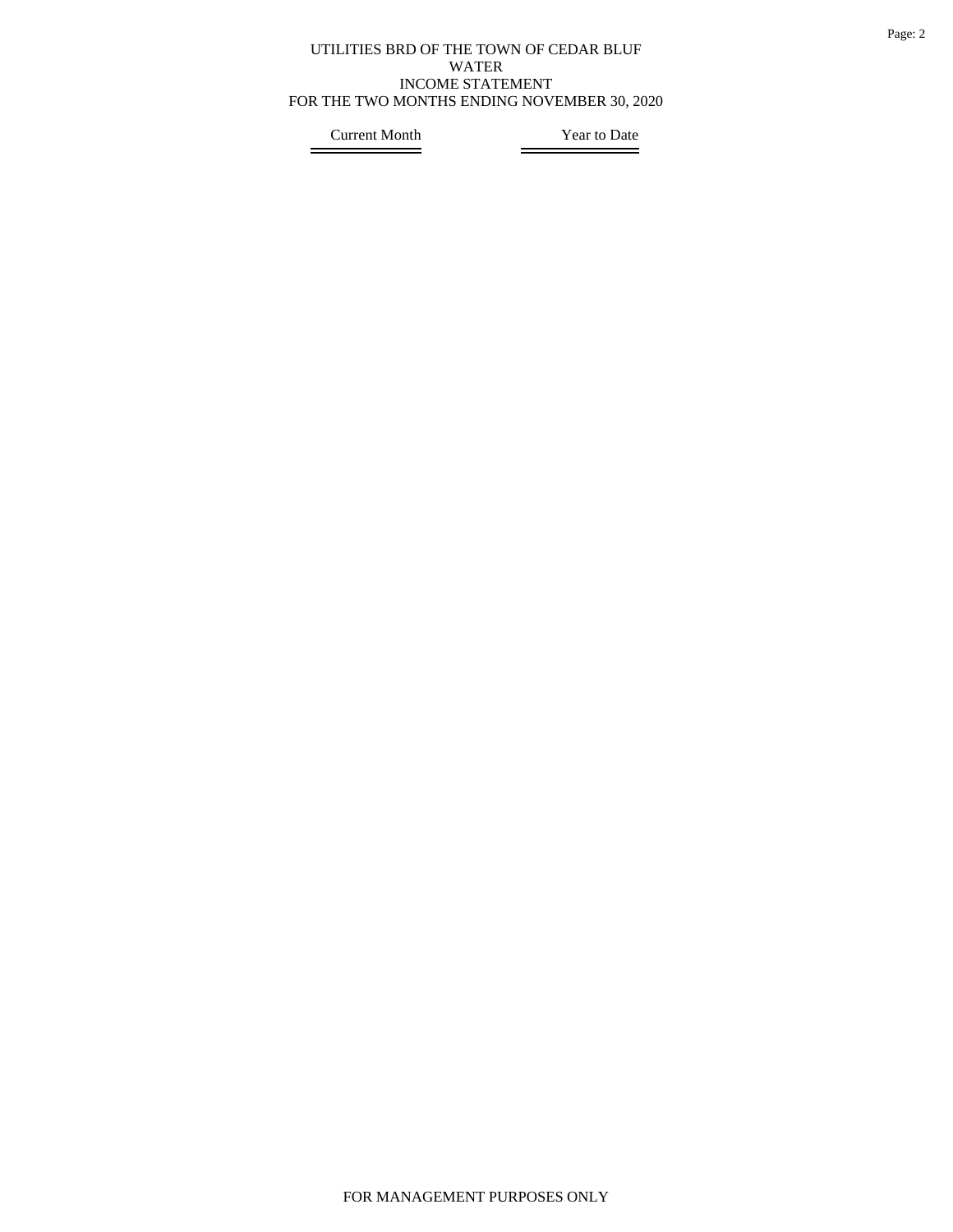UTILITIES BRD OF THE TOWN OF CEDAR BLUF
WATER
INCOME STATEMENT
FOR THE TWO MONTHS ENDING NOVEMBER 30, 2020

| Current Month | Year to Date |
|---|---|

FOR MANAGEMENT PURPOSES ONLY